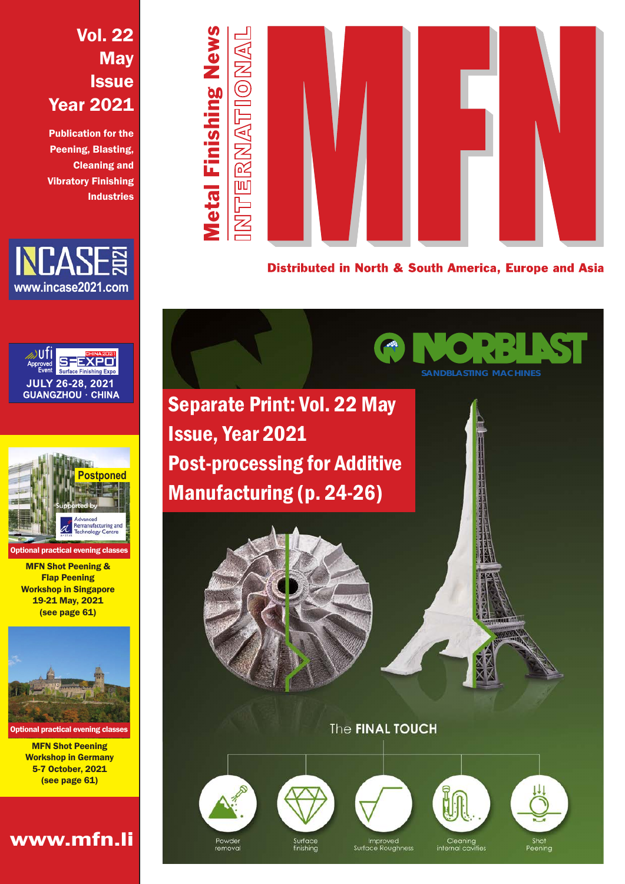Vol. 22
May
Issue
Year 2021

**Publication for the Peening, Blasting, Cleaning and Vibratory Finishing Industries**

# MFN

**Metal Finishing News**

INTERNATIONAL

**Distributed in North & South America, Europe and Asia**

NCASE 2021
www.incase2021.com

ufi Approved Event
SF EXPO CHINA 2021
Surface Finishing Expo
JULY 26-28, 2021
GUANGZHOU · CHINA

Postponed

Supported by
Advanced Remanufacturing and Technology Centre

Optional practical evening classes

**MFN Shot Peening & Flap Peening Workshop in Singapore**
**19-21 May, 2021**
**(see page 61)**

Optional practical evening classes

**MFN Shot Peening Workshop in Germany**
**5-7 October, 2021**
**(see page 61)**

**www.mfn.li**

NORBLAST
SANDBLASTING MACHINES

## Separate Print: Vol. 22 May Issue, Year 2021
## Post-processing for Additive Manufacturing (p. 24-26)

The **FINAL TOUCH**

Powder removal
Surface finishing
Improved Surface Roughness
Cleaning internal cavities
Shot Peening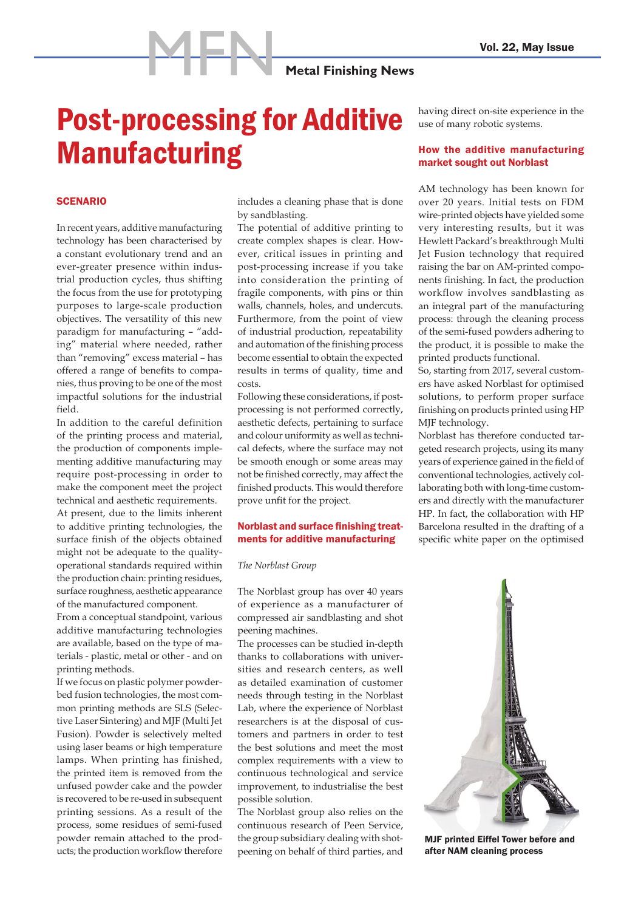# Post-processing for Additive Manufacturing

## SCENARIO

In recent years, additive manufacturing technology has been characterised by a constant evolutionary trend and an ever-greater presence within industrial production cycles, thus shifting the focus from the use for prototyping purposes to large-scale production objectives. The versatility of this new paradigm for manufacturing – "adding" material where needed, rather than "removing" excess material – has offered a range of benefits to companies, thus proving to be one of the most impactful solutions for the industrial field.

In addition to the careful definition of the printing process and material, the production of components implementing additive manufacturing may require post-processing in order to make the component meet the project technical and aesthetic requirements.

At present, due to the limits inherent to additive printing technologies, the surface finish of the objects obtained might not be adequate to the quality-operational standards required within the production chain: printing residues, surface roughness, aesthetic appearance of the manufactured component.

From a conceptual standpoint, various additive manufacturing technologies are available, based on the type of materials - plastic, metal or other - and on printing methods.

If we focus on plastic polymer powder-bed fusion technologies, the most common printing methods are SLS (Selective Laser Sintering) and MJF (Multi Jet Fusion). Powder is selectively melted using laser beams or high temperature lamps. When printing has finished, the printed item is removed from the unfused powder cake and the powder is recovered to be re-used in subsequent printing sessions. As a result of the process, some residues of semi-fused powder remain attached to the products; the production workflow therefore includes a cleaning phase that is done by sandblasting.

The potential of additive printing to create complex shapes is clear. However, critical issues in printing and post-processing increase if you take into consideration the printing of fragile components, with pins or thin walls, channels, holes, and undercuts. Furthermore, from the point of view of industrial production, repeatability and automation of the finishing process become essential to obtain the expected results in terms of quality, time and costs.

Following these considerations, if post-processing is not performed correctly, aesthetic defects, pertaining to surface and colour uniformity as well as technical defects, where the surface may not be smooth enough or some areas may not be finished correctly, may affect the finished products. This would therefore prove unfit for the project.

## Norblast and surface finishing treatments for additive manufacturing

*The Norblast Group*

The Norblast group has over 40 years of experience as a manufacturer of compressed air sandblasting and shot peening machines.

The processes can be studied in-depth thanks to collaborations with universities and research centers, as well as detailed examination of customer needs through testing in the Norblast Lab, where the experience of Norblast researchers is at the disposal of customers and partners in order to test the best solutions and meet the most complex requirements with a view to continuous technological and service improvement, to industrialise the best possible solution.

The Norblast group also relies on the continuous research of Peen Service, the group subsidiary dealing with shot-peening on behalf of third parties, and having direct on-site experience in the use of many robotic systems.

## How the additive manufacturing market sought out Norblast

AM technology has been known for over 20 years. Initial tests on FDM wire-printed objects have yielded some very interesting results, but it was Hewlett Packard's breakthrough Multi Jet Fusion technology that required raising the bar on AM-printed components finishing. In fact, the production workflow involves sandblasting as an integral part of the manufacturing process: through the cleaning process of the semi-fused powders adhering to the product, it is possible to make the printed products functional.

So, starting from 2017, several customers have asked Norblast for optimised solutions, to perform proper surface finishing on products printed using HP MJF technology.

Norblast has therefore conducted targeted research projects, using its many years of experience gained in the field of conventional technologies, actively collaborating both with long-time customers and directly with the manufacturer HP. In fact, the collaboration with HP Barcelona resulted in the drafting of a specific white paper on the optimised

**MJF printed Eiffel Tower before and after NAM cleaning process**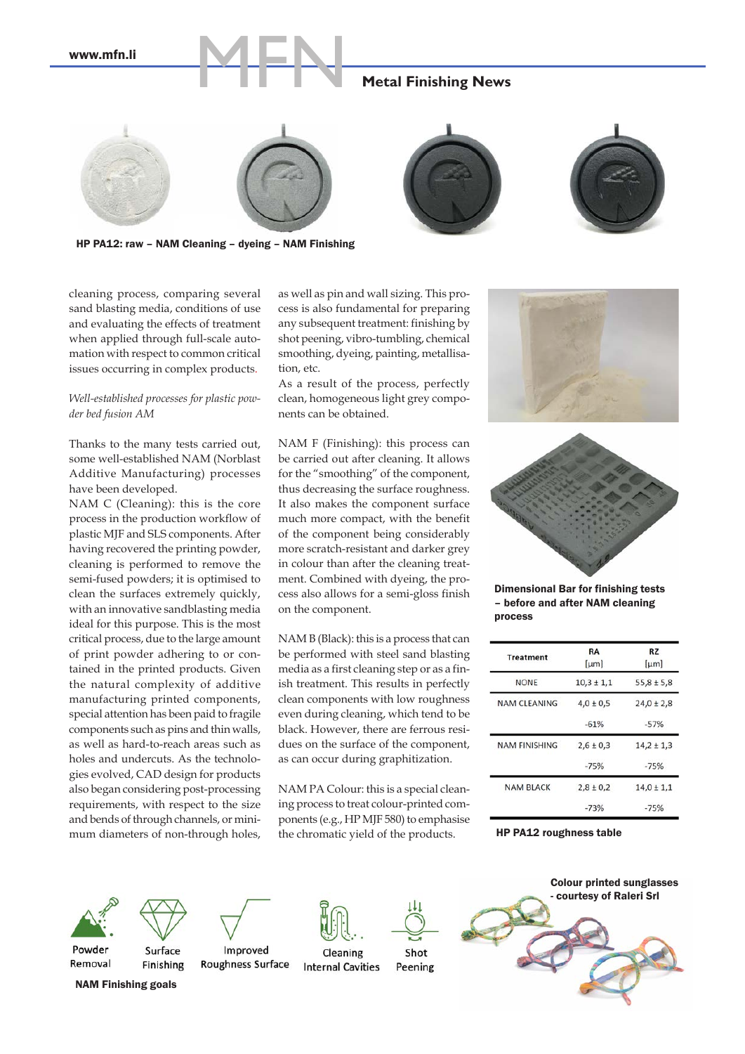HP PA12: raw – NAM Cleaning – dyeing – NAM Finishing

cleaning process, comparing several sand blasting media, conditions of use and evaluating the effects of treatment when applied through full-scale automation with respect to common critical issues occurring in complex products.

*Well-established processes for plastic powder bed fusion AM*

Thanks to the many tests carried out, some well-established NAM (Norblast Additive Manufacturing) processes have been developed.

NAM C (Cleaning): this is the core process in the production workflow of plastic MJF and SLS components. After having recovered the printing powder, cleaning is performed to remove the semi-fused powders; it is optimised to clean the surfaces extremely quickly, with an innovative sandblasting media ideal for this purpose. This is the most critical process, due to the large amount of print powder adhering to or contained in the printed products. Given the natural complexity of additive manufacturing printed components, special attention has been paid to fragile components such as pins and thin walls, as well as hard-to-reach areas such as holes and undercuts. As the technologies evolved, CAD design for products also began considering post-processing requirements, with respect to the size and bends of through channels, or minimum diameters of non-through holes, as well as pin and wall sizing. This process is also fundamental for preparing any subsequent treatment: finishing by shot peening, vibro-tumbling, chemical smoothing, dyeing, painting, metallisation, etc.

As a result of the process, perfectly clean, homogeneous light grey components can be obtained.

NAM F (Finishing): this process can be carried out after cleaning. It allows for the "smoothing" of the component, thus decreasing the surface roughness. It also makes the component surface much more compact, with the benefit of the component being considerably more scratch-resistant and darker grey in colour than after the cleaning treatment. Combined with dyeing, the process also allows for a semi-gloss finish on the component.

NAM B (Black): this is a process that can be performed with steel sand blasting media as a first cleaning step or as a finish treatment. This results in perfectly clean components with low roughness even during cleaning, which tend to be black. However, there are ferrous residues on the surface of the component, as can occur during graphitization.

NAM PA Colour: this is a special cleaning process to treat colour-printed components (e.g., HP MJF 580) to emphasise the chromatic yield of the products.

Dimensional Bar for finishing tests – before and after NAM cleaning process

| Treatment | RA [µm] | RZ [µm] |
|---|---|---|
| NONE | 10,3 ± 1,1 | 55,8 ± 5,8 |
| NAM CLEANING | 4,0 ± 0,5 | 24,0 ± 2,8 |
| | -61% | -57% |
| NAM FINISHING | 2,6 ± 0,3 | 14,2 ± 1,3 |
| | -75% | -75% |
| NAM BLACK | 2,8 ± 0,2 | 14,0 ± 1,1 |
| | -73% | -75% |

HP PA12 roughness table

Powder Removal – Surface Finishing – Improved Roughness Surface – Cleaning Internal Cavities – Shot Peening

NAM Finishing goals

Colour printed sunglasses - courtesy of Raleri Srl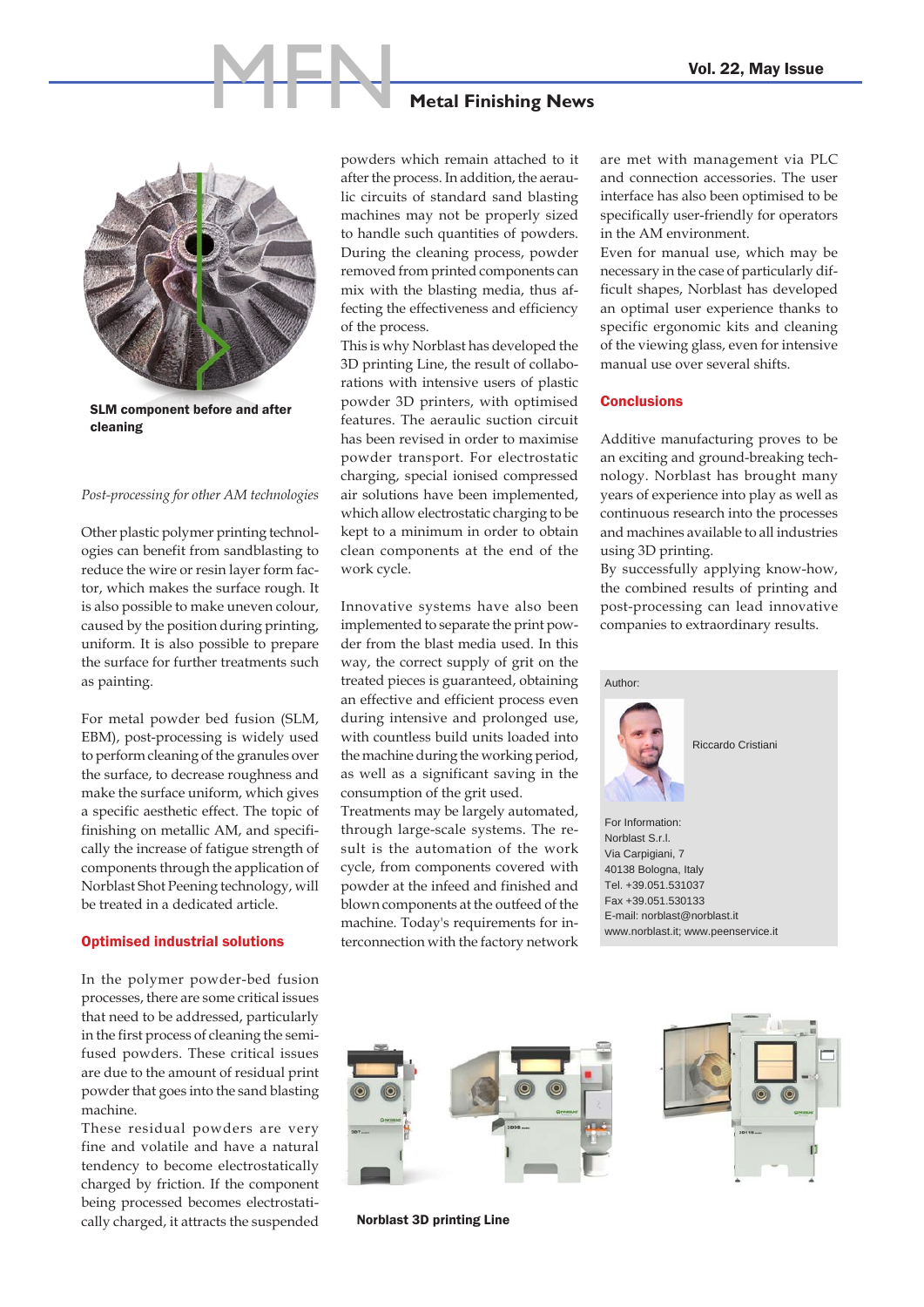SLM component before and after cleaning

*Post-processing for other AM technologies*

Other plastic polymer printing technologies can benefit from sandblasting to reduce the wire or resin layer form factor, which makes the surface rough. It is also possible to make uneven colour, caused by the position during printing, uniform. It is also possible to prepare the surface for further treatments such as painting.

For metal powder bed fusion (SLM, EBM), post-processing is widely used to perform cleaning of the granules over the surface, to decrease roughness and make the surface uniform, which gives a specific aesthetic effect. The topic of finishing on metallic AM, and specifically the increase of fatigue strength of components through the application of Norblast Shot Peening technology, will be treated in a dedicated article.

## Optimised industrial solutions

In the polymer powder-bed fusion processes, there are some critical issues that need to be addressed, particularly in the first process of cleaning the semi-fused powders. These critical issues are due to the amount of residual print powder that goes into the sand blasting machine.
These residual powders are very fine and volatile and have a natural tendency to become electrostatically charged by friction. If the component being processed becomes electrostatically charged, it attracts the suspended powders which remain attached to it after the process. In addition, the aeraulic circuits of standard sand blasting machines may not be properly sized to handle such quantities of powders. During the cleaning process, powder removed from printed components can mix with the blasting media, thus affecting the effectiveness and efficiency of the process.
This is why Norblast has developed the 3D printing Line, the result of collaborations with intensive users of plastic powder 3D printers, with optimised features. The aeraulic suction circuit has been revised in order to maximise powder transport. For electrostatic charging, special ionised compressed air solutions have been implemented, which allow electrostatic charging to be kept to a minimum in order to obtain clean components at the end of the work cycle.

Innovative systems have also been implemented to separate the print powder from the blast media used. In this way, the correct supply of grit on the treated pieces is guaranteed, obtaining an effective and efficient process even during intensive and prolonged use, with countless build units loaded into the machine during the working period, as well as a significant saving in the consumption of the grit used.
Treatments may be largely automated, through large-scale systems. The result is the automation of the work cycle, from components covered with powder at the infeed and finished and blown components at the outfeed of the machine. Today's requirements for interconnection with the factory network are met with management via PLC and connection accessories. The user interface has also been optimised to be specifically user-friendly for operators in the AM environment.
Even for manual use, which may be necessary in the case of particularly difficult shapes, Norblast has developed an optimal user experience thanks to specific ergonomic kits and cleaning of the viewing glass, even for intensive manual use over several shifts.

## Conclusions

Additive manufacturing proves to be an exciting and ground-breaking technology. Norblast has brought many years of experience into play as well as continuous research into the processes and machines available to all industries using 3D printing.
By successfully applying know-how, the combined results of printing and post-processing can lead innovative companies to extraordinary results.

Author:

Riccardo Cristiani

For Information:
Norblast S.r.l.
Via Carpigiani, 7
40138 Bologna, Italy
Tel. +39.051.531037
Fax +39.051.530133
E-mail: norblast@norblast.it
www.norblast.it; www.peenservice.it

Norblast 3D printing Line